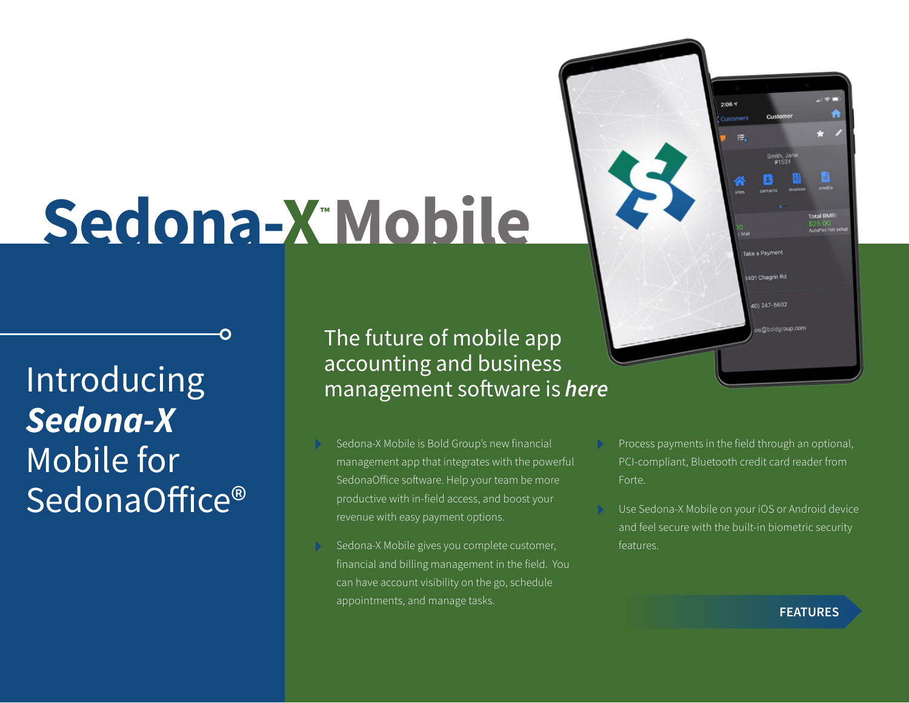# Sedona-X™ Mobile

## Introducing *Sedona-X* Mobile for SedonaOffice®

### The future of mobile app accounting and business management software is *here*

- Sedona-X Mobile is Bold Group's new financial management app that integrates with the powerful SedonaOffice software. Help your team be more productive with in-field access, and boost your revenue with easy payment options.
- Sedona-X Mobile gives you complete customer, financial and billing management in the field. You can have account visibility on the go, schedule appointments, and manage tasks.
- Process payments in the field through an optional, PCI-compliant, Bluetooth credit card reader from Forte.
- Use Sedona-X Mobile on your iOS or Android device and feel secure with the built-in biometric security features.

**FEATURES**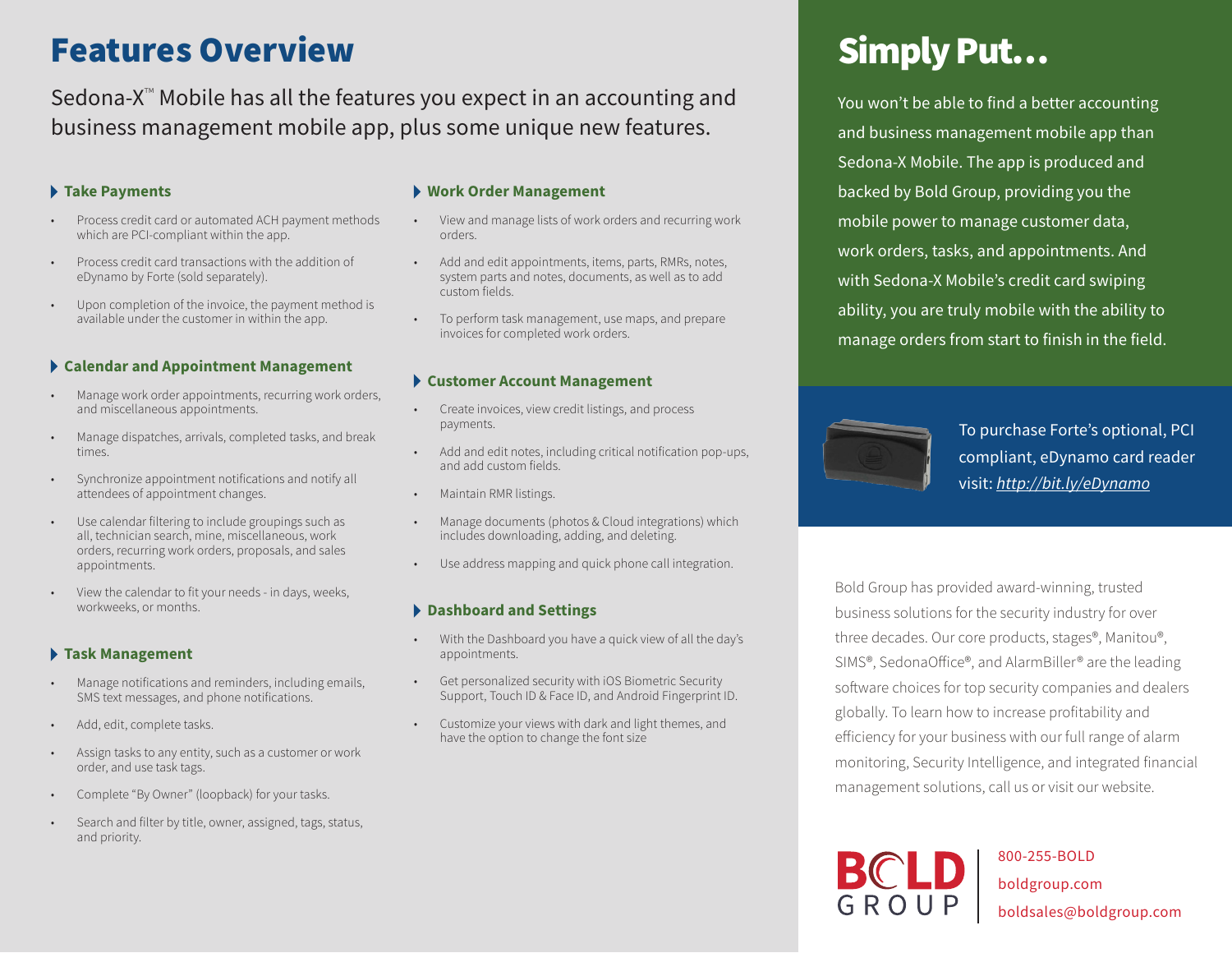# Features Overview

Sedona-X™ Mobile has all the features you expect in an accounting and business management mobile app, plus some unique new features.

### Take Payments

- Process credit card or automated ACH payment methods which are PCI-compliant within the app.
- Process credit card transactions with the addition of eDynamo by Forte (sold separately).
- Upon completion of the invoice, the payment method is available under the customer in within the app.

### Calendar and Appointment Management

- Manage work order appointments, recurring work orders, and miscellaneous appointments.
- Manage dispatches, arrivals, completed tasks, and break times.
- Synchronize appointment notifications and notify all attendees of appointment changes.
- Use calendar filtering to include groupings such as all, technician search, mine, miscellaneous, work orders, recurring work orders, proposals, and sales appointments.
- View the calendar to fit your needs - in days, weeks, workweeks, or months.

### Task Management

- Manage notifications and reminders, including emails, SMS text messages, and phone notifications.
- Add, edit, complete tasks.
- Assign tasks to any entity, such as a customer or work order, and use task tags.
- Complete "By Owner" (loopback) for your tasks.
- Search and filter by title, owner, assigned, tags, status, and priority.

### Work Order Management

- View and manage lists of work orders and recurring work orders.
- Add and edit appointments, items, parts, RMRs, notes, system parts and notes, documents, as well as to add custom fields.
- To perform task management, use maps, and prepare invoices for completed work orders.

### Customer Account Management

- Create invoices, view credit listings, and process payments.
- Add and edit notes, including critical notification pop-ups, and add custom fields.
- Maintain RMR listings.
- Manage documents (photos & Cloud integrations) which includes downloading, adding, and deleting.
- Use address mapping and quick phone call integration.

### Dashboard and Settings

- With the Dashboard you have a quick view of all the day's appointments.
- Get personalized security with iOS Biometric Security Support, Touch ID & Face ID, and Android Fingerprint ID.
- Customize your views with dark and light themes, and have the option to change the font size

# Simply Put…

You won't be able to find a better accounting and business management mobile app than Sedona-X Mobile. The app is produced and backed by Bold Group, providing you the mobile power to manage customer data, work orders, tasks, and appointments. And with Sedona-X Mobile's credit card swiping ability, you are truly mobile with the ability to manage orders from start to finish in the field.

To purchase Forte's optional, PCI compliant, eDynamo card reader visit: *http://bit.ly/eDynamo*

Bold Group has provided award-winning, trusted business solutions for the security industry for over three decades. Our core products, stages®, Manitou®, SIMS®, SedonaOffice®, and AlarmBiller® are the leading software choices for top security companies and dealers globally. To learn how to increase profitability and efficiency for your business with our full range of alarm monitoring, Security Intelligence, and integrated financial management solutions, call us or visit our website.

BOLD GROUP

800-255-BOLD
boldgroup.com
boldsales@boldgroup.com